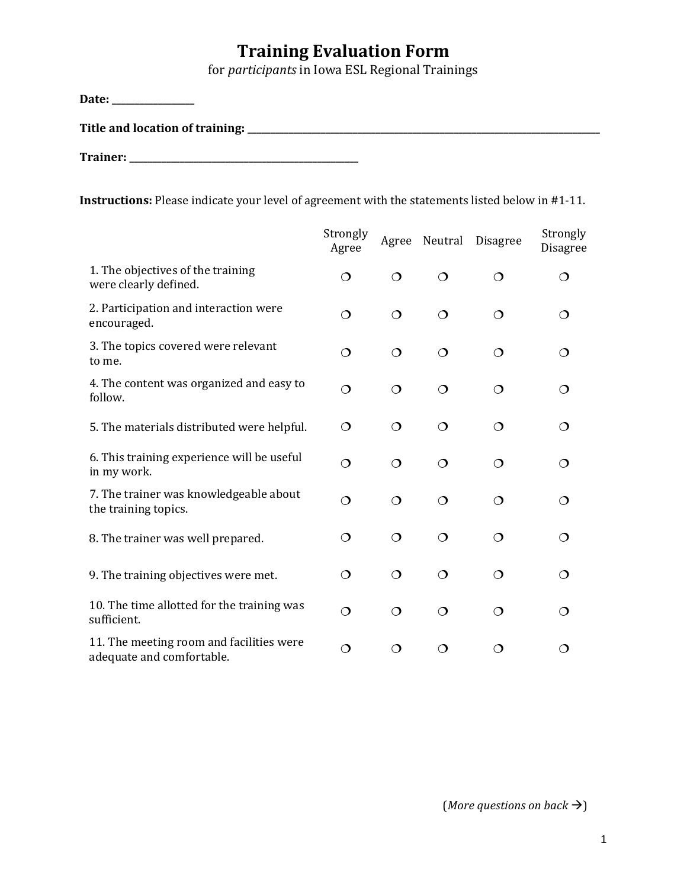# Training Evaluation Form

for *participants* in Iowa ESL Regional Trainings

**Date:** _________________

**Title and location of training:** _______________________________________________________________________________

**Trainer:** __________________________________________________

**Instructions:** Please indicate your level of agreement with the statements listed below in #1-11.

| | Strongly Agree | Agree | Neutral | Disagree | Strongly Disagree |
|---|---|---|---|---|---|
| 1. The objectives of the training were clearly defined. | ❍ | ❍ | ❍ | ❍ | ❍ |
| 2. Participation and interaction were encouraged. | ❍ | ❍ | ❍ | ❍ | ❍ |
| 3. The topics covered were relevant to me. | ❍ | ❍ | ❍ | ❍ | ❍ |
| 4. The content was organized and easy to follow. | ❍ | ❍ | ❍ | ❍ | ❍ |
| 5. The materials distributed were helpful. | ❍ | ❍ | ❍ | ❍ | ❍ |
| 6. This training experience will be useful in my work. | ❍ | ❍ | ❍ | ❍ | ❍ |
| 7. The trainer was knowledgeable about the training topics. | ❍ | ❍ | ❍ | ❍ | ❍ |
| 8. The trainer was well prepared. | ❍ | ❍ | ❍ | ❍ | ❍ |
| 9. The training objectives were met. | ❍ | ❍ | ❍ | ❍ | ❍ |
| 10. The time allotted for the training was sufficient. | ❍ | ❍ | ❍ | ❍ | ❍ |
| 11. The meeting room and facilities were adequate and comfortable. | ❍ | ❍ | ❍ | ❍ | ❍ |

(*More questions on back* →)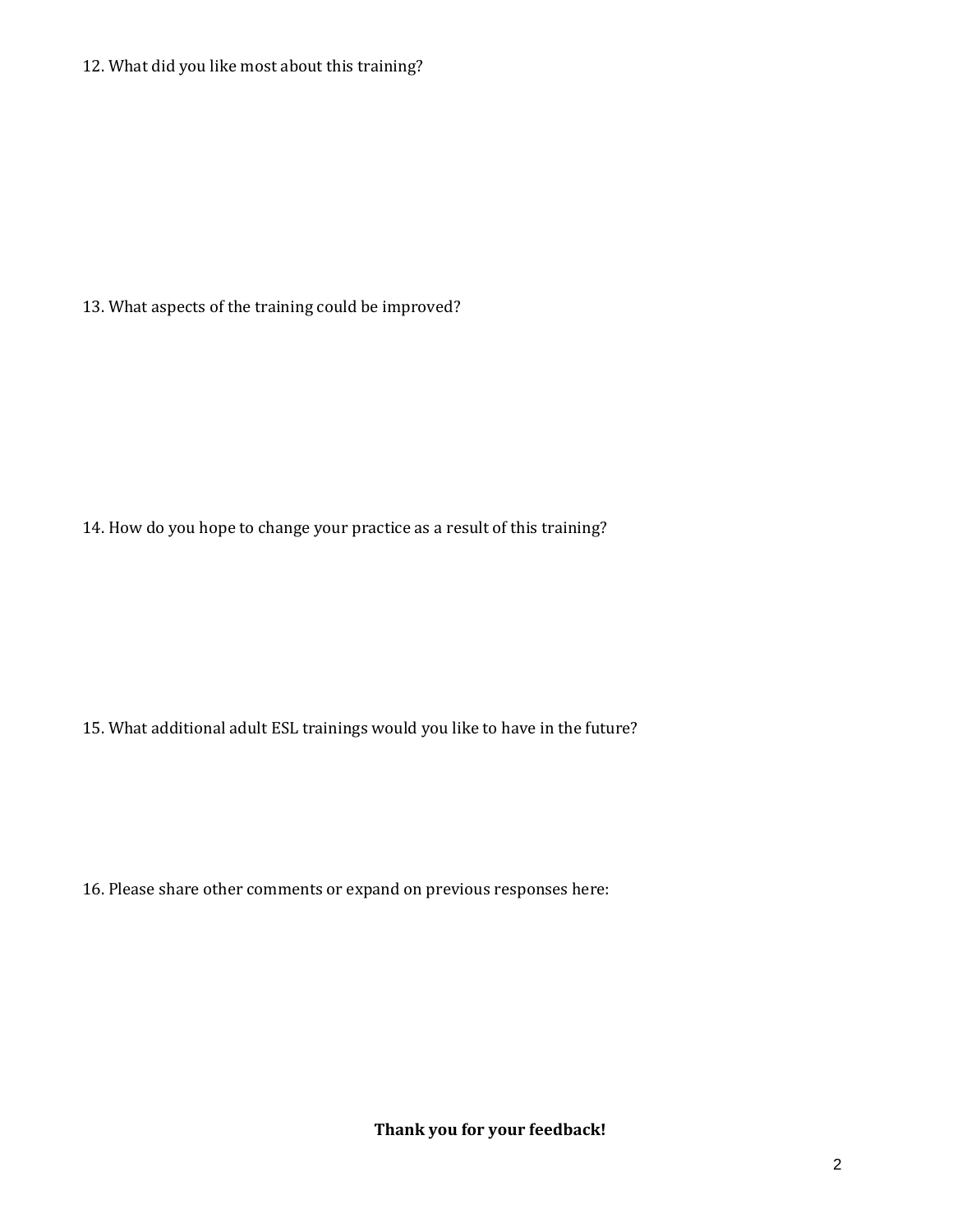12. What did you like most about this training?

13. What aspects of the training could be improved?

14. How do you hope to change your practice as a result of this training?

15. What additional adult ESL trainings would you like to have in the future?

16. Please share other comments or expand on previous responses here:

**Thank you for your feedback!**